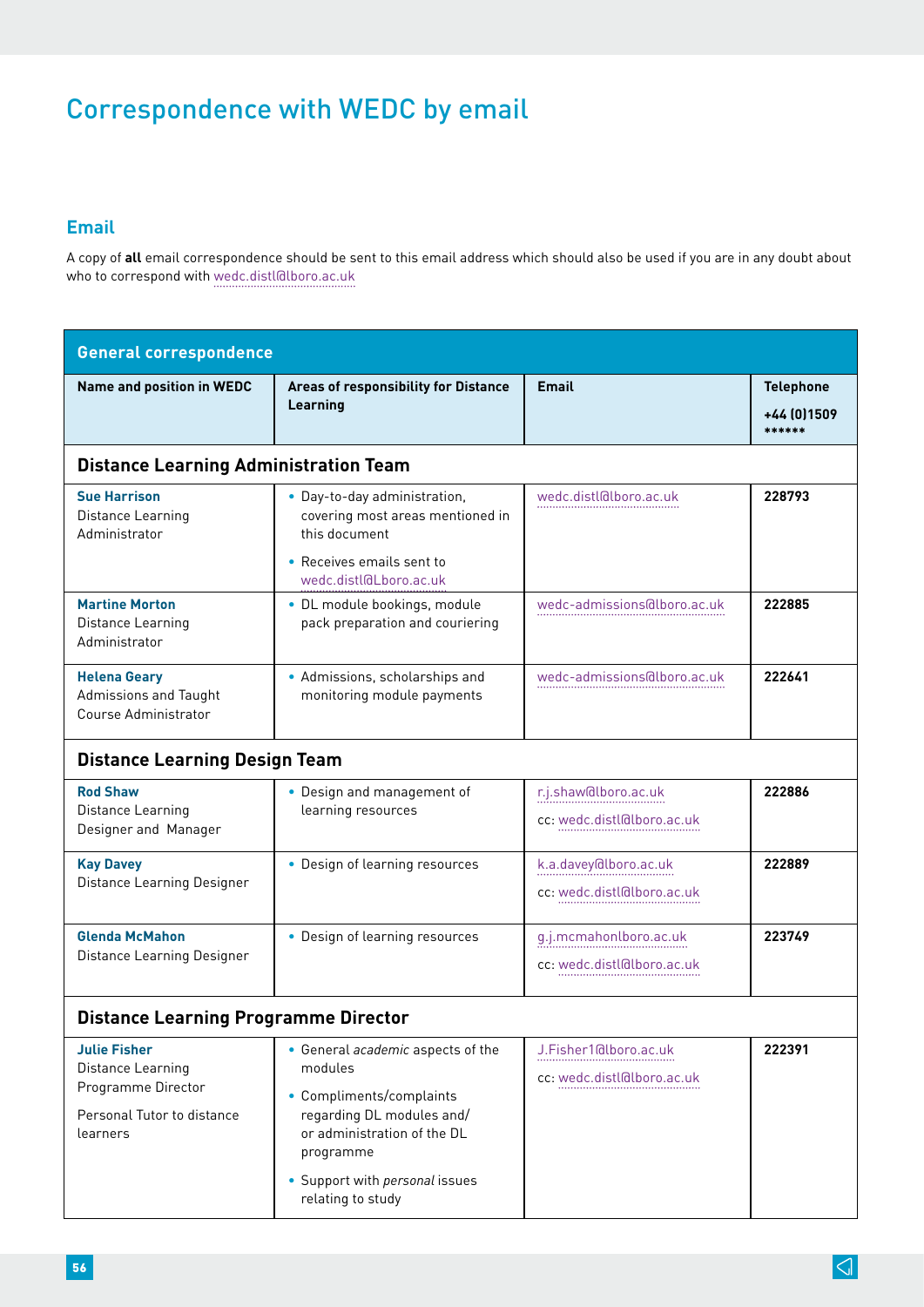# Correspondence with WEDC by email

## Email

A copy of **all** email correspondence should be sent to this email address which should also be used if you are in any doubt about who to correspond with wedc.distl@lboro.ac.uk

| General correspondence | | | |
|---|---|---|---|
| **Name and position in WEDC** | **Areas of responsibility for Distance Learning** | **Email** | **Telephone** **+44 (0)1509 \*\*\*\*\*\*** |
| **Distance Learning Administration Team** | | | |
| **Sue Harrison** Distance Learning Administrator | • Day-to-day administration, covering most areas mentioned in this document • Receives emails sent to wedc.distl@Lboro.ac.uk | wedc.distl@lboro.ac.uk | **228793** |
| **Martine Morton** Distance Learning Administrator | • DL module bookings, module pack preparation and couriering | wedc-admissions@lboro.ac.uk | **222885** |
| **Helena Geary** Admissions and Taught Course Administrator | • Admissions, scholarships and monitoring module payments | wedc-admissions@lboro.ac.uk | **222641** |
| **Distance Learning Design Team** | | | |
| **Rod Shaw** Distance Learning Designer and Manager | • Design and management of learning resources | r.j.shaw@lboro.ac.uk cc: wedc.distl@lboro.ac.uk | **222886** |
| **Kay Davey** Distance Learning Designer | • Design of learning resources | k.a.davey@lboro.ac.uk cc: wedc.distl@lboro.ac.uk | **222889** |
| **Glenda McMahon** Distance Learning Designer | • Design of learning resources | g.j.mcmahonlboro.ac.uk cc: wedc.distl@lboro.ac.uk | **223749** |
| **Distance Learning Programme Director** | | | |
| **Julie Fisher** Distance Learning Programme Director Personal Tutor to distance learners | • General *academic* aspects of the modules • Compliments/complaints regarding DL modules and/ or administration of the DL programme • Support with *personal* issues relating to study | J.Fisher1@lboro.ac.uk cc: wedc.distl@lboro.ac.uk | **222391** |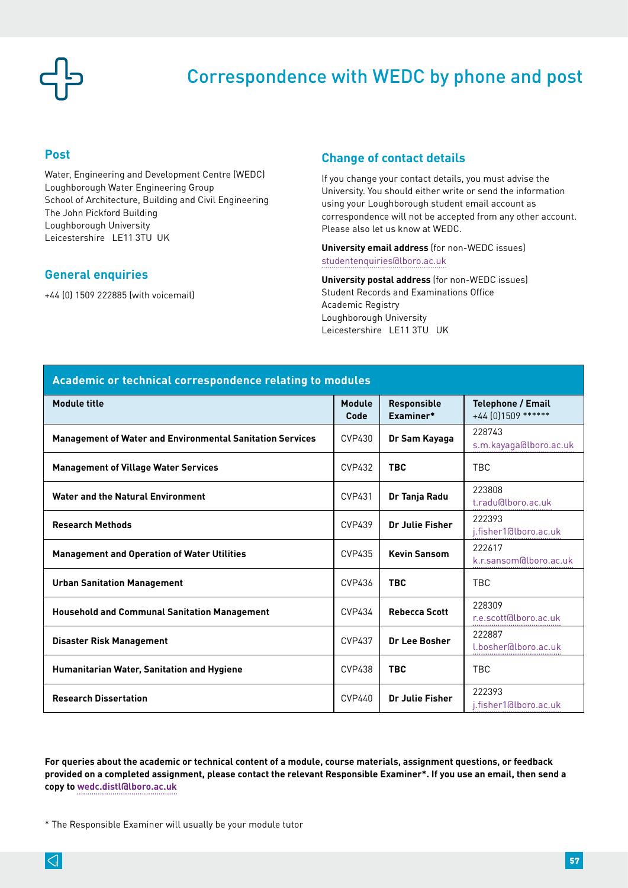# Correspondence with WEDC by phone and post

## Post

Water, Engineering and Development Centre (WEDC)
Loughborough Water Engineering Group
School of Architecture, Building and Civil Engineering
The John Pickford Building
Loughborough University
Leicestershire LE11 3TU UK

## General enquiries

+44 (0) 1509 222885 (with voicemail)

## Change of contact details

If you change your contact details, you must advise the University. You should either write or send the information using your Loughborough student email account as correspondence will not be accepted from any other account. Please also let us know at WEDC.

**University email address** (for non-WEDC issues)
studentenquiries@lboro.ac.uk

**University postal address** (for non-WEDC issues)
Student Records and Examinations Office
Academic Registry
Loughborough University
Leicestershire LE11 3TU UK

## Academic or technical correspondence relating to modules

| Module title | Module Code | Responsible Examiner* | Telephone / Email +44 (0)1509 ****** |
|---|---|---|---|
| **Management of Water and Environmental Sanitation Services** | CVP430 | **Dr Sam Kayaga** | 228743 s.m.kayaga@lboro.ac.uk |
| **Management of Village Water Services** | CVP432 | **TBC** | TBC |
| **Water and the Natural Environment** | CVP431 | **Dr Tanja Radu** | 223808 t.radu@lboro.ac.uk |
| **Research Methods** | CVP439 | **Dr Julie Fisher** | 222393 j.fisher1@lboro.ac.uk |
| **Management and Operation of Water Utilities** | CVP435 | **Kevin Sansom** | 222617 k.r.sansom@lboro.ac.uk |
| **Urban Sanitation Management** | CVP436 | **TBC** | TBC |
| **Household and Communal Sanitation Management** | CVP434 | **Rebecca Scott** | 228309 r.e.scott@lboro.ac.uk |
| **Disaster Risk Management** | CVP437 | **Dr Lee Bosher** | 222887 l.bosher@lboro.ac.uk |
| **Humanitarian Water, Sanitation and Hygiene** | CVP438 | **TBC** | TBC |
| **Research Dissertation** | CVP440 | **Dr Julie Fisher** | 222393 j.fisher1@lboro.ac.uk |

**For queries about the academic or technical content of a module, course materials, assignment questions, or feedback provided on a completed assignment, please contact the relevant Responsible Examiner*. If you use an email, then send a copy to wedc.distl@lboro.ac.uk**

* The Responsible Examiner will usually be your module tutor